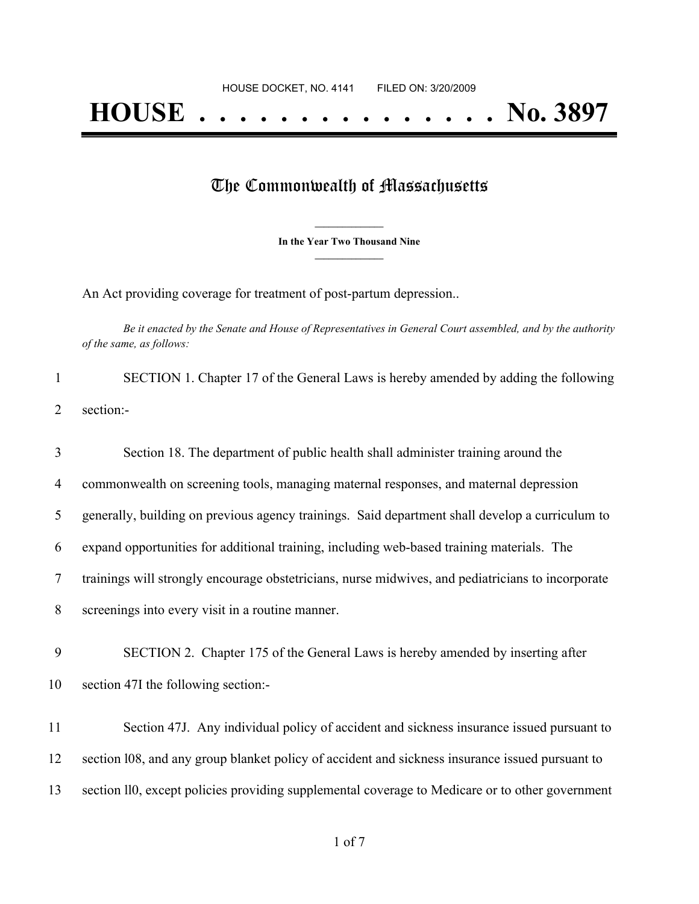HOUSE DOCKET, NO. 4141 FILED ON: 3/20/2009

# HOUSE . . . . . . . . . . . . . . . No. 3897

## The Commonwealth of Massachusetts

**In the Year Two Thousand Nine**

An Act providing coverage for treatment of post-partum depression..

*Be it enacted by the Senate and House of Representatives in General Court assembled, and by the authority of the same, as follows:*

SECTION 1. Chapter 17 of the General Laws is hereby amended by adding the following section:-

Section 18. The department of public health shall administer training around the commonwealth on screening tools, managing maternal responses, and maternal depression generally, building on previous agency trainings. Said department shall develop a curriculum to expand opportunities for additional training, including web-based training materials. The trainings will strongly encourage obstetricians, nurse midwives, and pediatricians to incorporate screenings into every visit in a routine manner.

SECTION 2. Chapter 175 of the General Laws is hereby amended by inserting after section 47I the following section:-

Section 47J. Any individual policy of accident and sickness insurance issued pursuant to section l08, and any group blanket policy of accident and sickness insurance issued pursuant to section ll0, except policies providing supplemental coverage to Medicare or to other government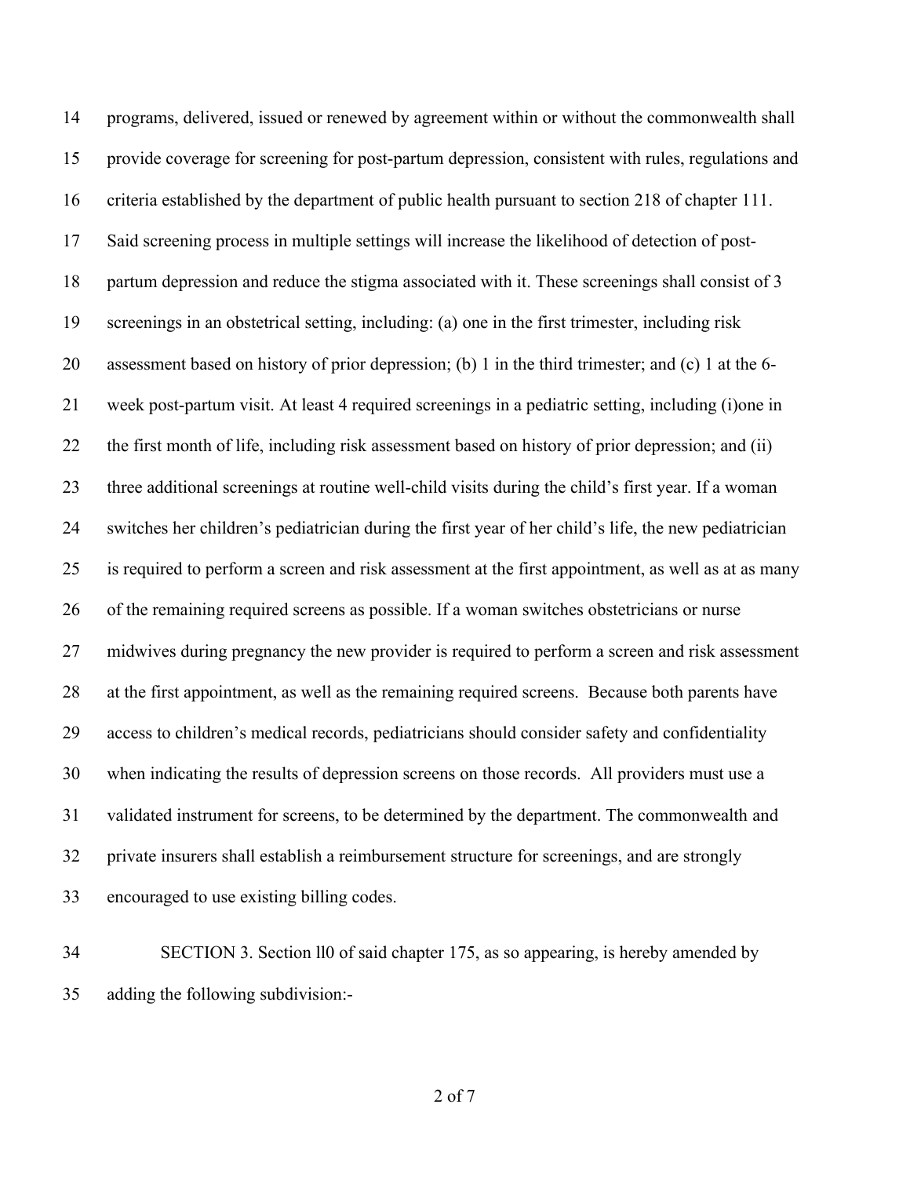programs, delivered, issued or renewed by agreement within or without the commonwealth shall provide coverage for screening for post-partum depression, consistent with rules, regulations and criteria established by the department of public health pursuant to section 218 of chapter 111. Said screening process in multiple settings will increase the likelihood of detection of post-partum depression and reduce the stigma associated with it. These screenings shall consist of 3 screenings in an obstetrical setting, including: (a) one in the first trimester, including risk assessment based on history of prior depression; (b) 1 in the third trimester; and (c) 1 at the 6-week post-partum visit. At least 4 required screenings in a pediatric setting, including (i)one in the first month of life, including risk assessment based on history of prior depression; and (ii) three additional screenings at routine well-child visits during the child's first year. If a woman switches her children's pediatrician during the first year of her child's life, the new pediatrician is required to perform a screen and risk assessment at the first appointment, as well as at as many of the remaining required screens as possible. If a woman switches obstetricians or nurse midwives during pregnancy the new provider is required to perform a screen and risk assessment at the first appointment, as well as the remaining required screens. Because both parents have access to children's medical records, pediatricians should consider safety and confidentiality when indicating the results of depression screens on those records. All providers must use a validated instrument for screens, to be determined by the department. The commonwealth and private insurers shall establish a reimbursement structure for screenings, and are strongly encouraged to use existing billing codes.

SECTION 3. Section ll0 of said chapter 175, as so appearing, is hereby amended by adding the following subdivision:-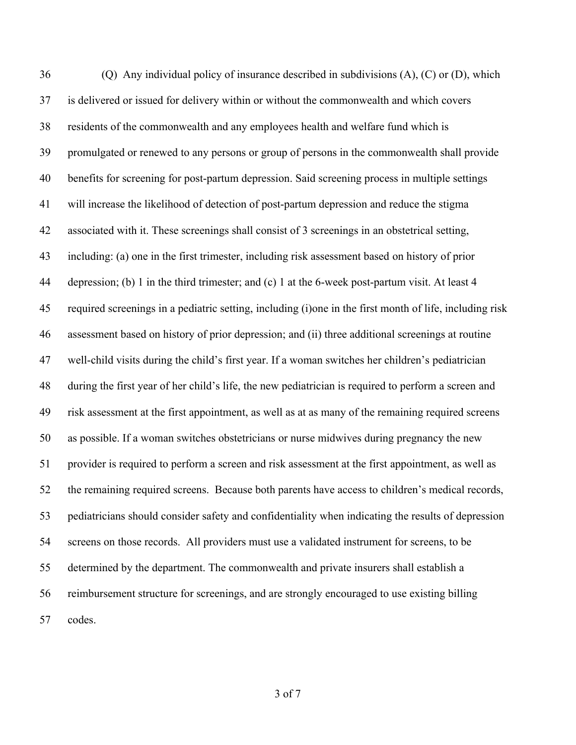(Q) Any individual policy of insurance described in subdivisions (A), (C) or (D), which is delivered or issued for delivery within or without the commonwealth and which covers residents of the commonwealth and any employees health and welfare fund which is promulgated or renewed to any persons or group of persons in the commonwealth shall provide benefits for screening for post-partum depression. Said screening process in multiple settings will increase the likelihood of detection of post-partum depression and reduce the stigma associated with it. These screenings shall consist of 3 screenings in an obstetrical setting, including: (a) one in the first trimester, including risk assessment based on history of prior depression; (b) 1 in the third trimester; and (c) 1 at the 6-week post-partum visit. At least 4 required screenings in a pediatric setting, including (i)one in the first month of life, including risk assessment based on history of prior depression; and (ii) three additional screenings at routine well-child visits during the child's first year. If a woman switches her children's pediatrician during the first year of her child's life, the new pediatrician is required to perform a screen and risk assessment at the first appointment, as well as at as many of the remaining required screens as possible. If a woman switches obstetricians or nurse midwives during pregnancy the new provider is required to perform a screen and risk assessment at the first appointment, as well as the remaining required screens. Because both parents have access to children's medical records, pediatricians should consider safety and confidentiality when indicating the results of depression screens on those records. All providers must use a validated instrument for screens, to be determined by the department. The commonwealth and private insurers shall establish a reimbursement structure for screenings, and are strongly encouraged to use existing billing codes.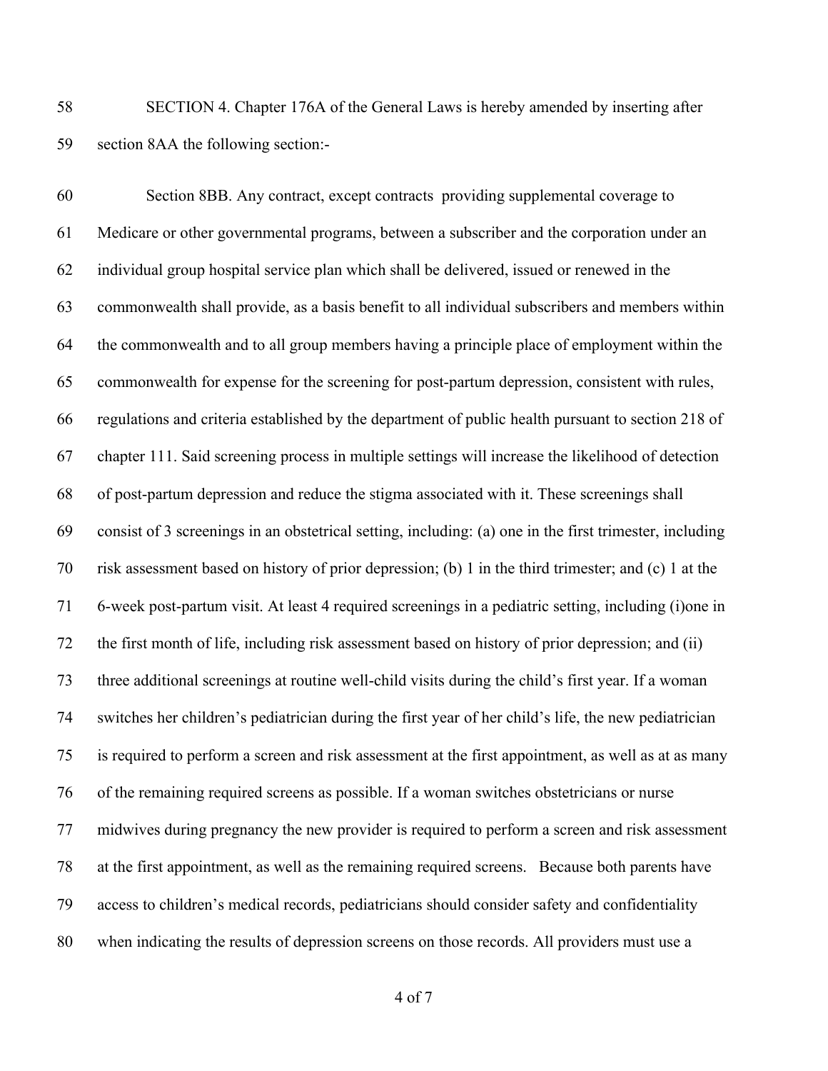SECTION 4. Chapter 176A of the General Laws is hereby amended by inserting after section 8AA the following section:-

Section 8BB. Any contract, except contracts providing supplemental coverage to Medicare or other governmental programs, between a subscriber and the corporation under an individual group hospital service plan which shall be delivered, issued or renewed in the commonwealth shall provide, as a basis benefit to all individual subscribers and members within the commonwealth and to all group members having a principle place of employment within the commonwealth for expense for the screening for post-partum depression, consistent with rules, regulations and criteria established by the department of public health pursuant to section 218 of chapter 111. Said screening process in multiple settings will increase the likelihood of detection of post-partum depression and reduce the stigma associated with it. These screenings shall consist of 3 screenings in an obstetrical setting, including: (a) one in the first trimester, including risk assessment based on history of prior depression; (b) 1 in the third trimester; and (c) 1 at the 6-week post-partum visit. At least 4 required screenings in a pediatric setting, including (i)one in the first month of life, including risk assessment based on history of prior depression; and (ii) three additional screenings at routine well-child visits during the child's first year. If a woman switches her children's pediatrician during the first year of her child's life, the new pediatrician is required to perform a screen and risk assessment at the first appointment, as well as at as many of the remaining required screens as possible. If a woman switches obstetricians or nurse midwives during pregnancy the new provider is required to perform a screen and risk assessment at the first appointment, as well as the remaining required screens. Because both parents have access to children's medical records, pediatricians should consider safety and confidentiality when indicating the results of depression screens on those records. All providers must use a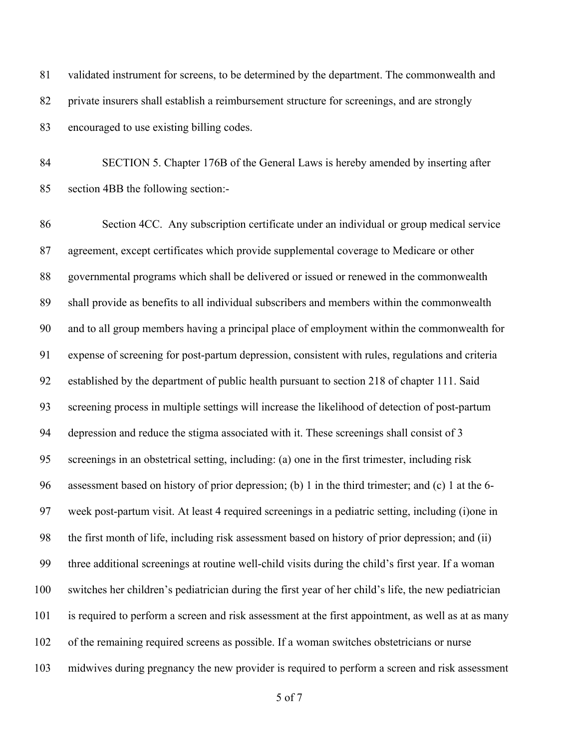validated instrument for screens, to be determined by the department. The commonwealth and private insurers shall establish a reimbursement structure for screenings, and are strongly encouraged to use existing billing codes.

SECTION 5. Chapter 176B of the General Laws is hereby amended by inserting after section 4BB the following section:-

Section 4CC. Any subscription certificate under an individual or group medical service agreement, except certificates which provide supplemental coverage to Medicare or other governmental programs which shall be delivered or issued or renewed in the commonwealth shall provide as benefits to all individual subscribers and members within the commonwealth and to all group members having a principal place of employment within the commonwealth for expense of screening for post-partum depression, consistent with rules, regulations and criteria established by the department of public health pursuant to section 218 of chapter 111. Said screening process in multiple settings will increase the likelihood of detection of post-partum depression and reduce the stigma associated with it. These screenings shall consist of 3 screenings in an obstetrical setting, including: (a) one in the first trimester, including risk assessment based on history of prior depression; (b) 1 in the third trimester; and (c) 1 at the 6-week post-partum visit. At least 4 required screenings in a pediatric setting, including (i)one in the first month of life, including risk assessment based on history of prior depression; and (ii) three additional screenings at routine well-child visits during the child's first year. If a woman switches her children's pediatrician during the first year of her child's life, the new pediatrician is required to perform a screen and risk assessment at the first appointment, as well as at as many of the remaining required screens as possible. If a woman switches obstetricians or nurse midwives during pregnancy the new provider is required to perform a screen and risk assessment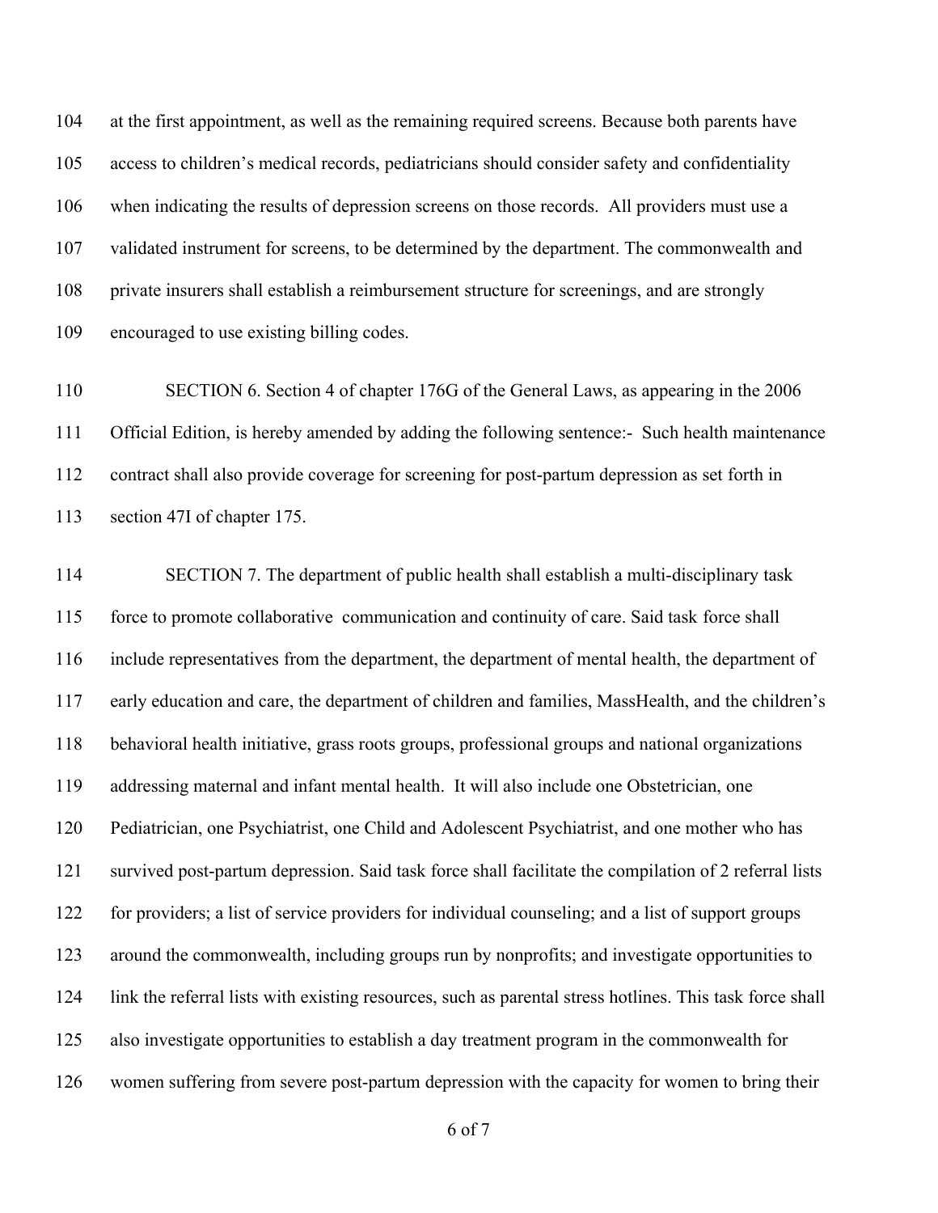at the first appointment, as well as the remaining required screens. Because both parents have access to children's medical records, pediatricians should consider safety and confidentiality when indicating the results of depression screens on those records. All providers must use a validated instrument for screens, to be determined by the department. The commonwealth and private insurers shall establish a reimbursement structure for screenings, and are strongly encouraged to use existing billing codes.

SECTION 6. Section 4 of chapter 176G of the General Laws, as appearing in the 2006 Official Edition, is hereby amended by adding the following sentence:- Such health maintenance contract shall also provide coverage for screening for post-partum depression as set forth in section 47I of chapter 175.

SECTION 7. The department of public health shall establish a multi-disciplinary task force to promote collaborative communication and continuity of care. Said task force shall include representatives from the department, the department of mental health, the department of early education and care, the department of children and families, MassHealth, and the children's behavioral health initiative, grass roots groups, professional groups and national organizations addressing maternal and infant mental health. It will also include one Obstetrician, one Pediatrician, one Psychiatrist, one Child and Adolescent Psychiatrist, and one mother who has survived post-partum depression. Said task force shall facilitate the compilation of 2 referral lists for providers; a list of service providers for individual counseling; and a list of support groups around the commonwealth, including groups run by nonprofits; and investigate opportunities to link the referral lists with existing resources, such as parental stress hotlines. This task force shall also investigate opportunities to establish a day treatment program in the commonwealth for women suffering from severe post-partum depression with the capacity for women to bring their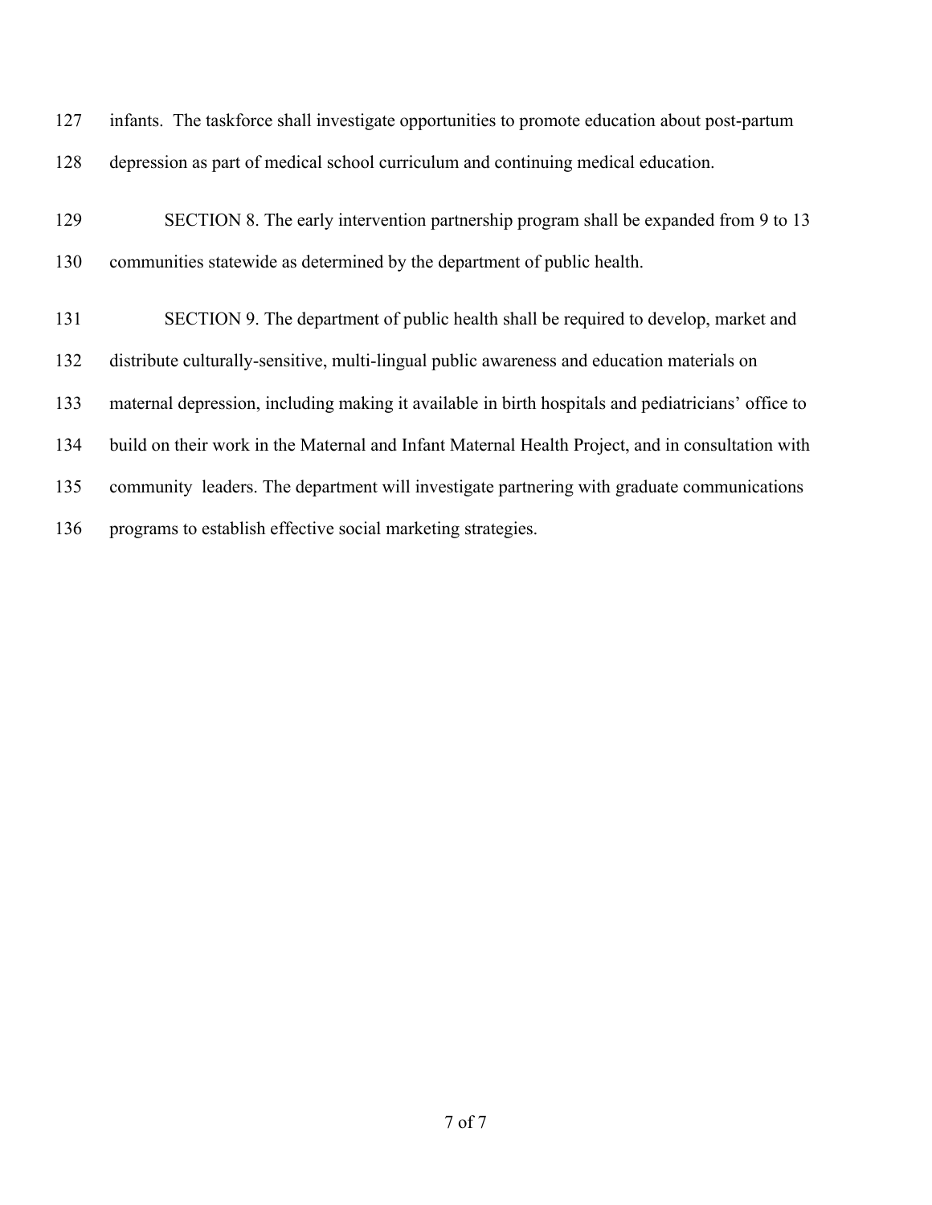infants. The taskforce shall investigate opportunities to promote education about post-partum depression as part of medical school curriculum and continuing medical education.

SECTION 8. The early intervention partnership program shall be expanded from 9 to 13 communities statewide as determined by the department of public health.

SECTION 9. The department of public health shall be required to develop, market and distribute culturally-sensitive, multi-lingual public awareness and education materials on maternal depression, including making it available in birth hospitals and pediatricians' office to build on their work in the Maternal and Infant Maternal Health Project, and in consultation with community leaders. The department will investigate partnering with graduate communications programs to establish effective social marketing strategies.